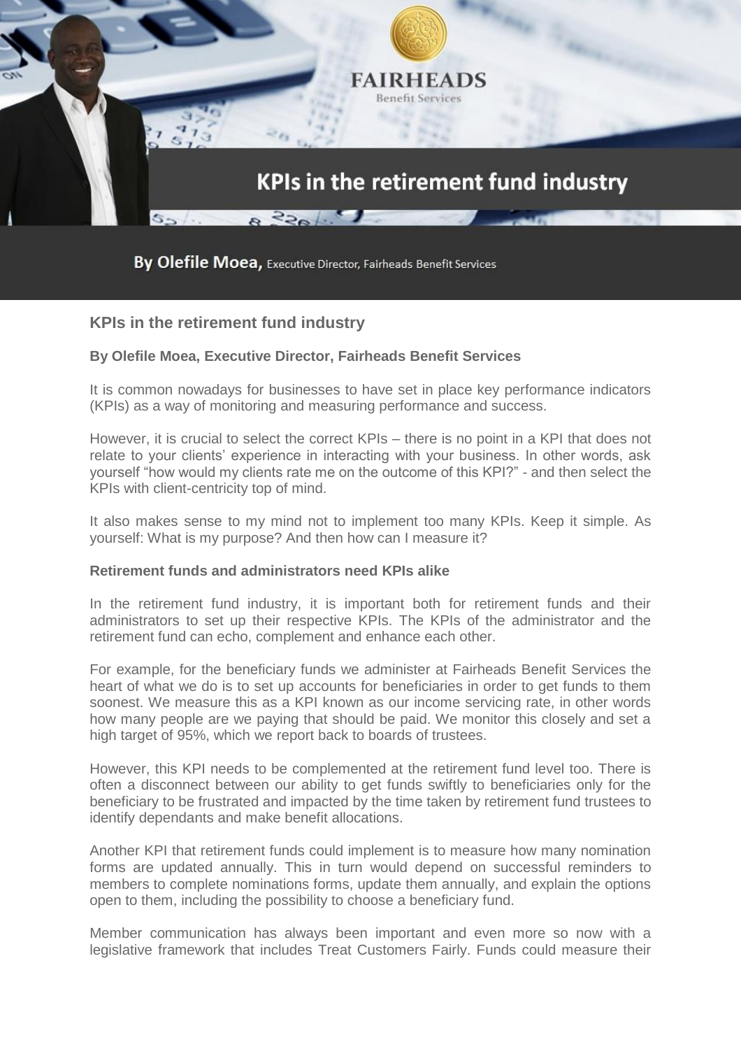# KPIs in the retirement fund industry

**By Olefile Moea, Executive Director, Fairheads Benefit Services**

## KPIs in the retirement fund industry

**By Olefile Moea, Executive Director, Fairheads Benefit Services**

It is common nowadays for businesses to have set in place key performance indicators (KPIs) as a way of monitoring and measuring performance and success.

However, it is crucial to select the correct KPIs – there is no point in a KPI that does not relate to your clients' experience in interacting with your business. In other words, ask yourself "how would my clients rate me on the outcome of this KPI?" - and then select the KPIs with client-centricity top of mind.

It also makes sense to my mind not to implement too many KPIs. Keep it simple. As yourself: What is my purpose? And then how can I measure it?

### Retirement funds and administrators need KPIs alike

In the retirement fund industry, it is important both for retirement funds and their administrators to set up their respective KPIs. The KPIs of the administrator and the retirement fund can echo, complement and enhance each other.

For example, for the beneficiary funds we administer at Fairheads Benefit Services the heart of what we do is to set up accounts for beneficiaries in order to get funds to them soonest. We measure this as a KPI known as our income servicing rate, in other words how many people are we paying that should be paid. We monitor this closely and set a high target of 95%, which we report back to boards of trustees.

However, this KPI needs to be complemented at the retirement fund level too. There is often a disconnect between our ability to get funds swiftly to beneficiaries only for the beneficiary to be frustrated and impacted by the time taken by retirement fund trustees to identify dependants and make benefit allocations.

Another KPI that retirement funds could implement is to measure how many nomination forms are updated annually. This in turn would depend on successful reminders to members to complete nominations forms, update them annually, and explain the options open to them, including the possibility to choose a beneficiary fund.

Member communication has always been important and even more so now with a legislative framework that includes Treat Customers Fairly. Funds could measure their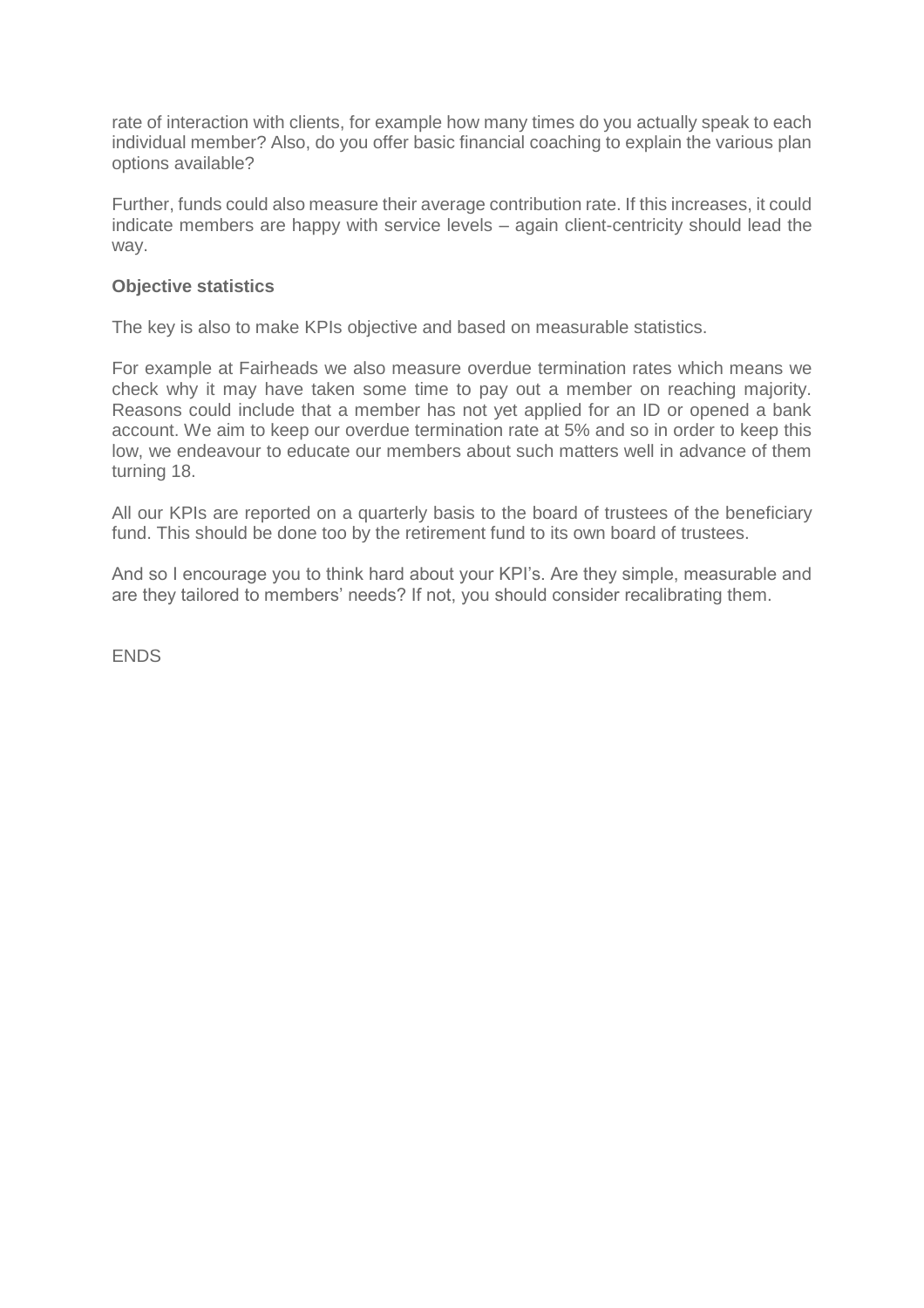rate of interaction with clients, for example how many times do you actually speak to each individual member? Also, do you offer basic financial coaching to explain the various plan options available?

Further, funds could also measure their average contribution rate. If this increases, it could indicate members are happy with service levels – again client-centricity should lead the way.

**Objective statistics**

The key is also to make KPIs objective and based on measurable statistics.

For example at Fairheads we also measure overdue termination rates which means we check why it may have taken some time to pay out a member on reaching majority. Reasons could include that a member has not yet applied for an ID or opened a bank account. We aim to keep our overdue termination rate at 5% and so in order to keep this low, we endeavour to educate our members about such matters well in advance of them turning 18.

All our KPIs are reported on a quarterly basis to the board of trustees of the beneficiary fund. This should be done too by the retirement fund to its own board of trustees.

And so I encourage you to think hard about your KPI's. Are they simple, measurable and are they tailored to members' needs? If not, you should consider recalibrating them.

ENDS